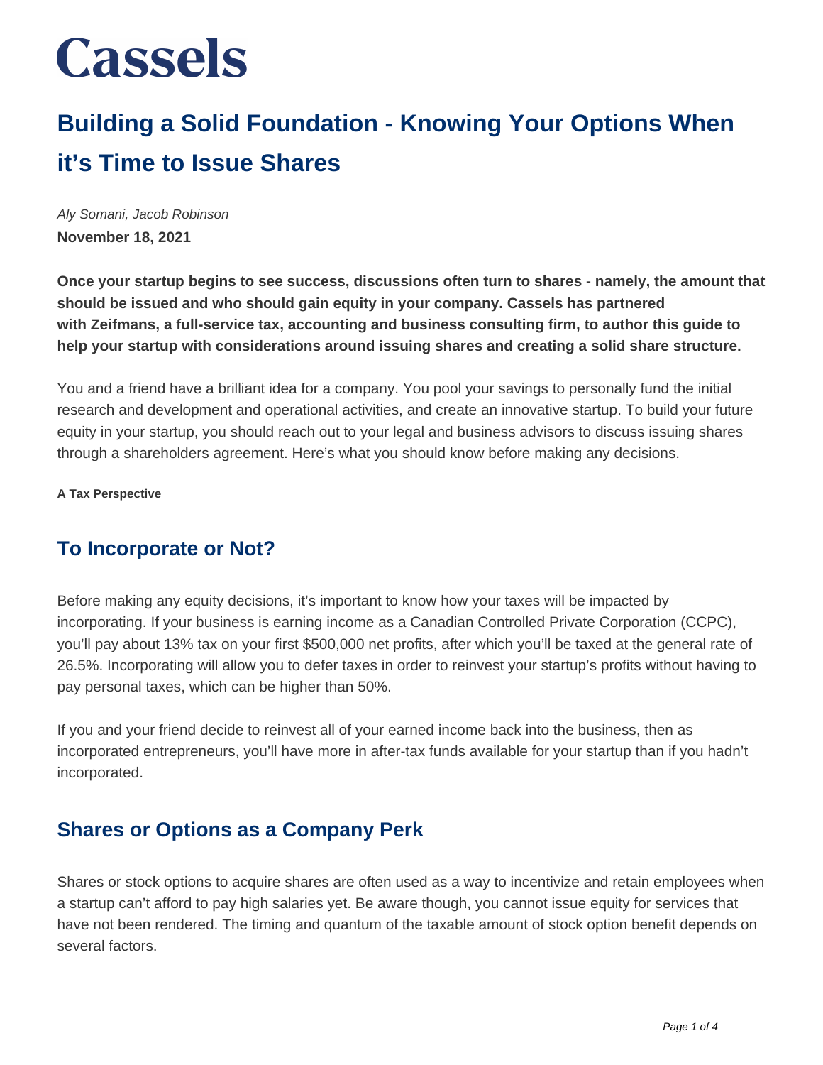# Cassels

# Building a Solid Foundation - Knowing Your Options When it's Time to Issue Shares

*Aly Somani, Jacob Robinson*

**November 18, 2021**

**Once your startup begins to see success, discussions often turn to shares - namely, the amount that should be issued and who should gain equity in your company. Cassels has partnered with Zeifmans, a full-service tax, accounting and business consulting firm, to author this guide to help your startup with considerations around issuing shares and creating a solid share structure.**

You and a friend have a brilliant idea for a company. You pool your savings to personally fund the initial research and development and operational activities, and create an innovative startup. To build your future equity in your startup, you should reach out to your legal and business advisors to discuss issuing shares through a shareholders agreement. Here's what you should know before making any decisions.

**A Tax Perspective**

## To Incorporate or Not?

Before making any equity decisions, it's important to know how your taxes will be impacted by incorporating. If your business is earning income as a Canadian Controlled Private Corporation (CCPC), you'll pay about 13% tax on your first $500,000 net profits, after which you'll be taxed at the general rate of 26.5%. Incorporating will allow you to defer taxes in order to reinvest your startup's profits without having to pay personal taxes, which can be higher than 50%.

If you and your friend decide to reinvest all of your earned income back into the business, then as incorporated entrepreneurs, you'll have more in after-tax funds available for your startup than if you hadn't incorporated.

## Shares or Options as a Company Perk

Shares or stock options to acquire shares are often used as a way to incentivize and retain employees when a startup can't afford to pay high salaries yet. Be aware though, you cannot issue equity for services that have not been rendered. The timing and quantum of the taxable amount of stock option benefit depends on several factors.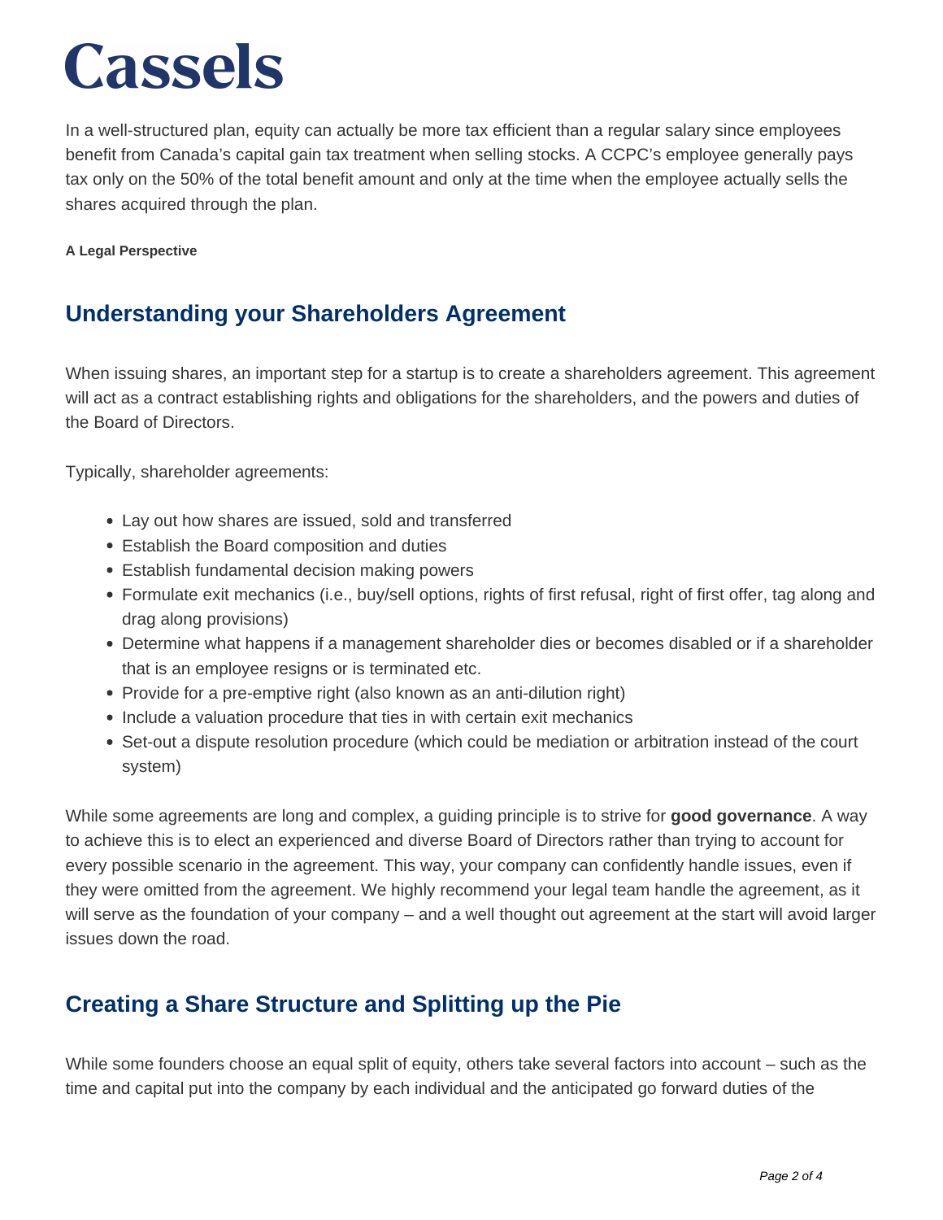In a well-structured plan, equity can actually be more tax efficient than a regular salary since employees benefit from Canada's capital gain tax treatment when selling stocks. A CCPC's employee generally pays tax only on the 50% of the total benefit amount and only at the time when the employee actually sells the shares acquired through the plan.

**A Legal Perspective**

## Understanding your Shareholders Agreement

When issuing shares, an important step for a startup is to create a shareholders agreement. This agreement will act as a contract establishing rights and obligations for the shareholders, and the powers and duties of the Board of Directors.

Typically, shareholder agreements:

- Lay out how shares are issued, sold and transferred
- Establish the Board composition and duties
- Establish fundamental decision making powers
- Formulate exit mechanics (i.e., buy/sell options, rights of first refusal, right of first offer, tag along and drag along provisions)
- Determine what happens if a management shareholder dies or becomes disabled or if a shareholder that is an employee resigns or is terminated etc.
- Provide for a pre-emptive right (also known as an anti-dilution right)
- Include a valuation procedure that ties in with certain exit mechanics
- Set-out a dispute resolution procedure (which could be mediation or arbitration instead of the court system)

While some agreements are long and complex, a guiding principle is to strive for **good governance**. A way to achieve this is to elect an experienced and diverse Board of Directors rather than trying to account for every possible scenario in the agreement. This way, your company can confidently handle issues, even if they were omitted from the agreement. We highly recommend your legal team handle the agreement, as it will serve as the foundation of your company – and a well thought out agreement at the start will avoid larger issues down the road.

## Creating a Share Structure and Splitting up the Pie

While some founders choose an equal split of equity, others take several factors into account – such as the time and capital put into the company by each individual and the anticipated go forward duties of the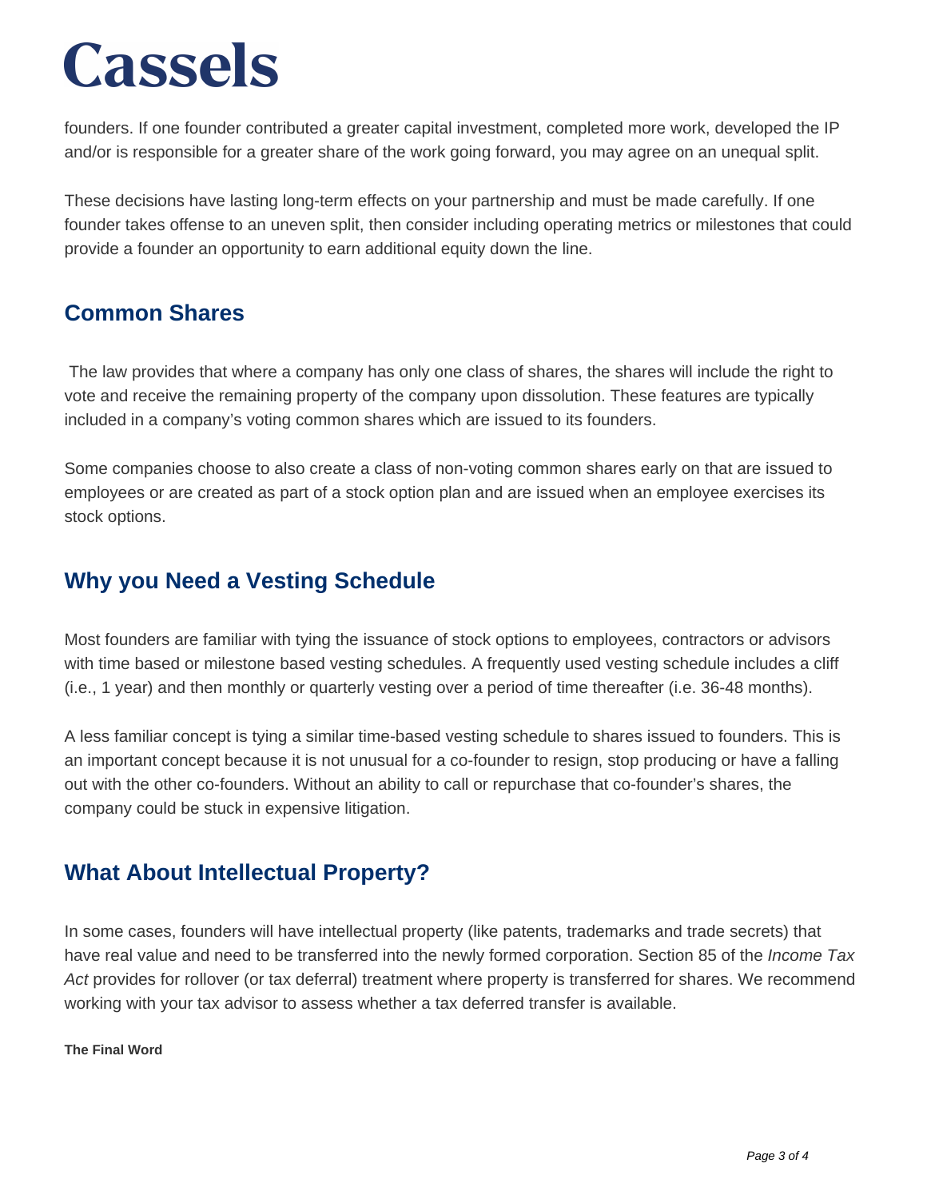founders. If one founder contributed a greater capital investment, completed more work, developed the IP and/or is responsible for a greater share of the work going forward, you may agree on an unequal split.

These decisions have lasting long-term effects on your partnership and must be made carefully. If one founder takes offense to an uneven split, then consider including operating metrics or milestones that could provide a founder an opportunity to earn additional equity down the line.

## Common Shares

The law provides that where a company has only one class of shares, the shares will include the right to vote and receive the remaining property of the company upon dissolution. These features are typically included in a company's voting common shares which are issued to its founders.

Some companies choose to also create a class of non-voting common shares early on that are issued to employees or are created as part of a stock option plan and are issued when an employee exercises its stock options.

## Why you Need a Vesting Schedule

Most founders are familiar with tying the issuance of stock options to employees, contractors or advisors with time based or milestone based vesting schedules. A frequently used vesting schedule includes a cliff (i.e., 1 year) and then monthly or quarterly vesting over a period of time thereafter (i.e. 36-48 months).

A less familiar concept is tying a similar time-based vesting schedule to shares issued to founders. This is an important concept because it is not unusual for a co-founder to resign, stop producing or have a falling out with the other co-founders. Without an ability to call or repurchase that co-founder's shares, the company could be stuck in expensive litigation.

## What About Intellectual Property?

In some cases, founders will have intellectual property (like patents, trademarks and trade secrets) that have real value and need to be transferred into the newly formed corporation. Section 85 of the *Income Tax Act* provides for rollover (or tax deferral) treatment where property is transferred for shares. We recommend working with your tax advisor to assess whether a tax deferred transfer is available.

**The Final Word**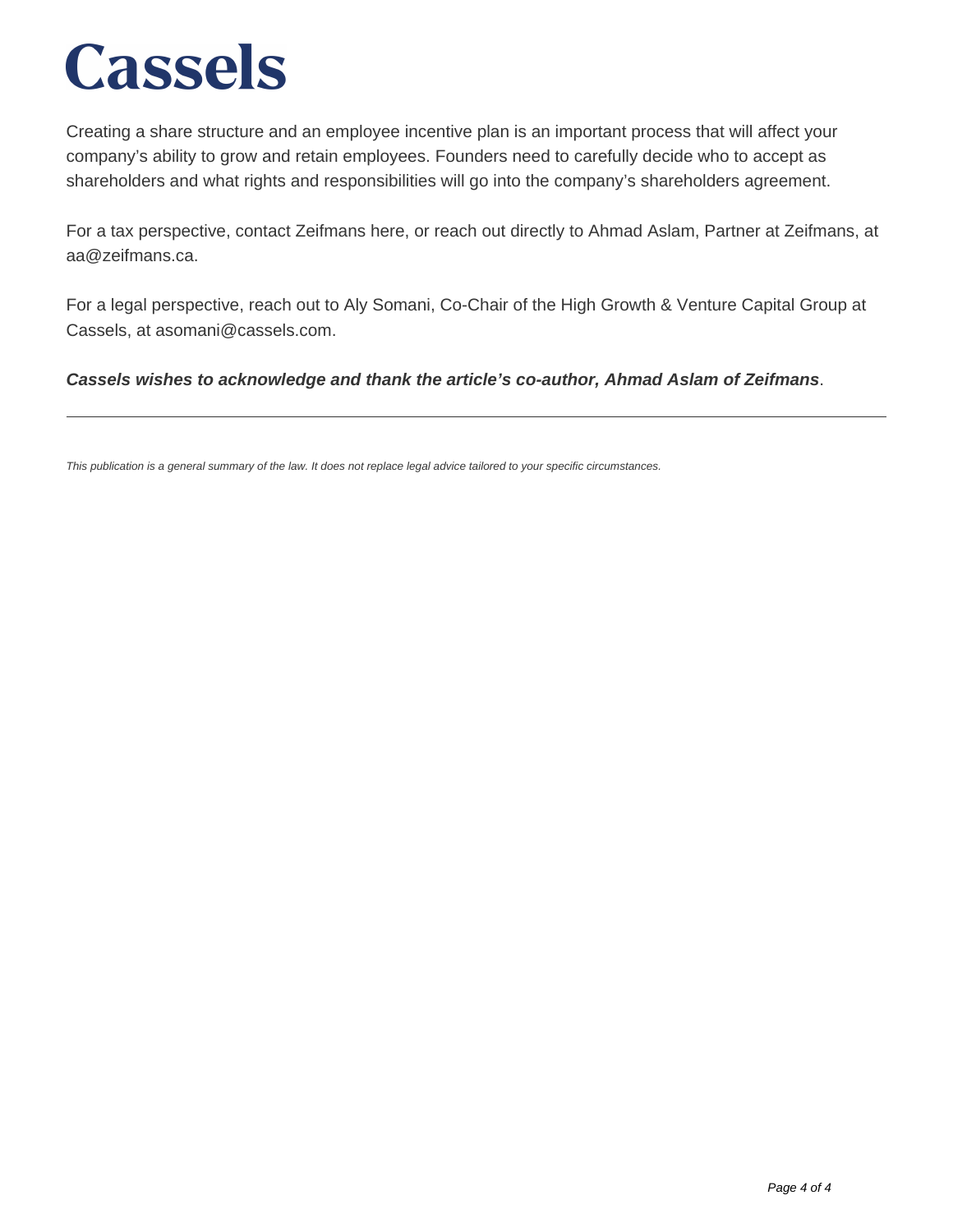Creating a share structure and an employee incentive plan is an important process that will affect your company's ability to grow and retain employees. Founders need to carefully decide who to accept as shareholders and what rights and responsibilities will go into the company's shareholders agreement.

For a tax perspective, contact Zeifmans here, or reach out directly to Ahmad Aslam, Partner at Zeifmans, at aa@zeifmans.ca.

For a legal perspective, reach out to Aly Somani, Co-Chair of the High Growth & Venture Capital Group at Cassels, at asomani@cassels.com.

***Cassels wishes to acknowledge and thank the article's co-author, Ahmad Aslam of Zeifmans***.

---

*This publication is a general summary of the law. It does not replace legal advice tailored to your specific circumstances.*